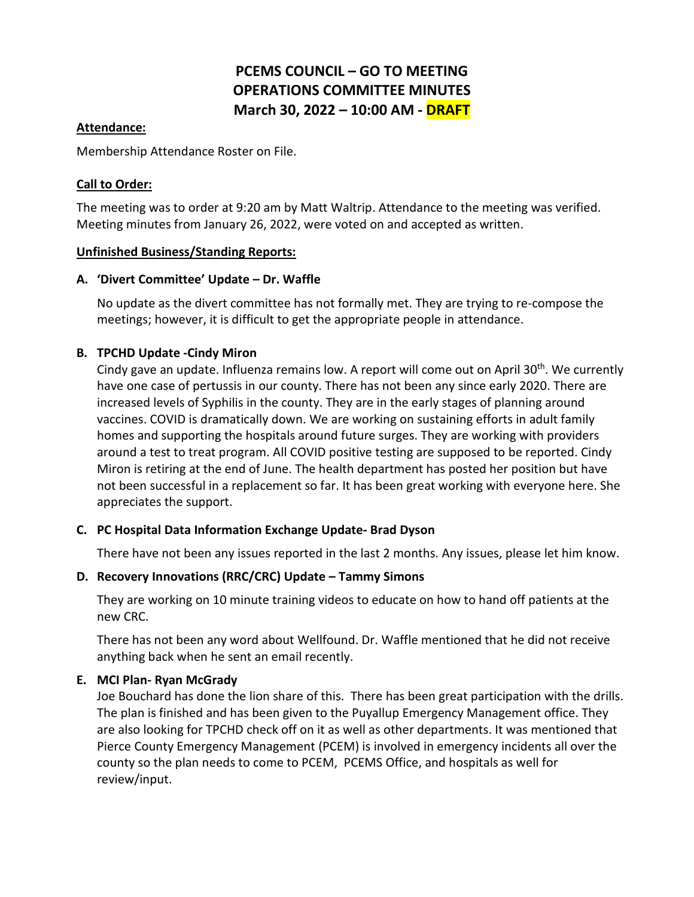# PCEMS COUNCIL – GO TO MEETING
# OPERATIONS COMMITTEE MINUTES
# March 30, 2022 – 10:00 AM - DRAFT

**Attendance:**

Membership Attendance Roster on File.

**Call to Order:**

The meeting was to order at 9:20 am by Matt Waltrip. Attendance to the meeting was verified. Meeting minutes from January 26, 2022, were voted on and accepted as written.

**Unfinished Business/Standing Reports:**

**A. 'Divert Committee' Update – Dr. Waffle**

No update as the divert committee has not formally met. They are trying to re-compose the meetings; however, it is difficult to get the appropriate people in attendance.

**B. TPCHD Update -Cindy Miron**

Cindy gave an update. Influenza remains low. A report will come out on April 30th. We currently have one case of pertussis in our county. There has not been any since early 2020. There are increased levels of Syphilis in the county. They are in the early stages of planning around vaccines. COVID is dramatically down. We are working on sustaining efforts in adult family homes and supporting the hospitals around future surges. They are working with providers around a test to treat program. All COVID positive testing are supposed to be reported. Cindy Miron is retiring at the end of June. The health department has posted her position but have not been successful in a replacement so far. It has been great working with everyone here. She appreciates the support.

**C. PC Hospital Data Information Exchange Update- Brad Dyson**

There have not been any issues reported in the last 2 months. Any issues, please let him know.

**D. Recovery Innovations (RRC/CRC) Update – Tammy Simons**

They are working on 10 minute training videos to educate on how to hand off patients at the new CRC.

There has not been any word about Wellfound. Dr. Waffle mentioned that he did not receive anything back when he sent an email recently.

**E. MCI Plan- Ryan McGrady**

Joe Bouchard has done the lion share of this. There has been great participation with the drills. The plan is finished and has been given to the Puyallup Emergency Management office. They are also looking for TPCHD check off on it as well as other departments. It was mentioned that Pierce County Emergency Management (PCEM) is involved in emergency incidents all over the county so the plan needs to come to PCEM, PCEMS Office, and hospitals as well for review/input.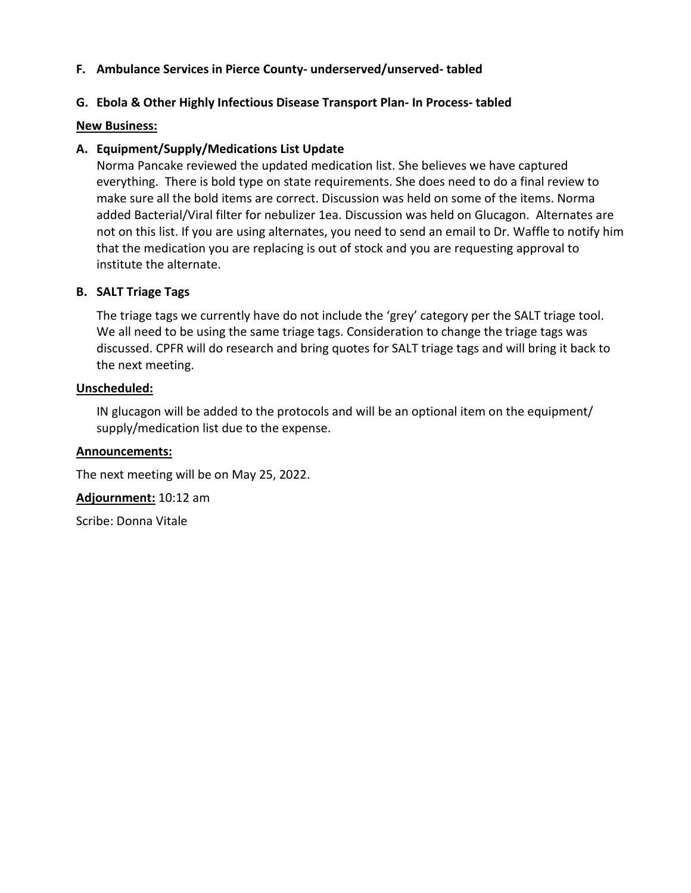**F. Ambulance Services in Pierce County- underserved/unserved- tabled**

**G. Ebola & Other Highly Infectious Disease Transport Plan- In Process- tabled**

**<u>New Business:</u>**

**A. Equipment/Supply/Medications List Update**

Norma Pancake reviewed the updated medication list. She believes we have captured everything. There is bold type on state requirements. She does need to do a final review to make sure all the bold items are correct. Discussion was held on some of the items. Norma added Bacterial/Viral filter for nebulizer 1ea. Discussion was held on Glucagon. Alternates are not on this list. If you are using alternates, you need to send an email to Dr. Waffle to notify him that the medication you are replacing is out of stock and you are requesting approval to institute the alternate.

**B. SALT Triage Tags**

The triage tags we currently have do not include the 'grey' category per the SALT triage tool. We all need to be using the same triage tags. Consideration to change the triage tags was discussed. CPFR will do research and bring quotes for SALT triage tags and will bring it back to the next meeting.

**<u>Unscheduled:</u>**

IN glucagon will be added to the protocols and will be an optional item on the equipment/ supply/medication list due to the expense.

**<u>Announcements:</u>**

The next meeting will be on May 25, 2022.

**<u>Adjournment:</u>** 10:12 am

Scribe: Donna Vitale